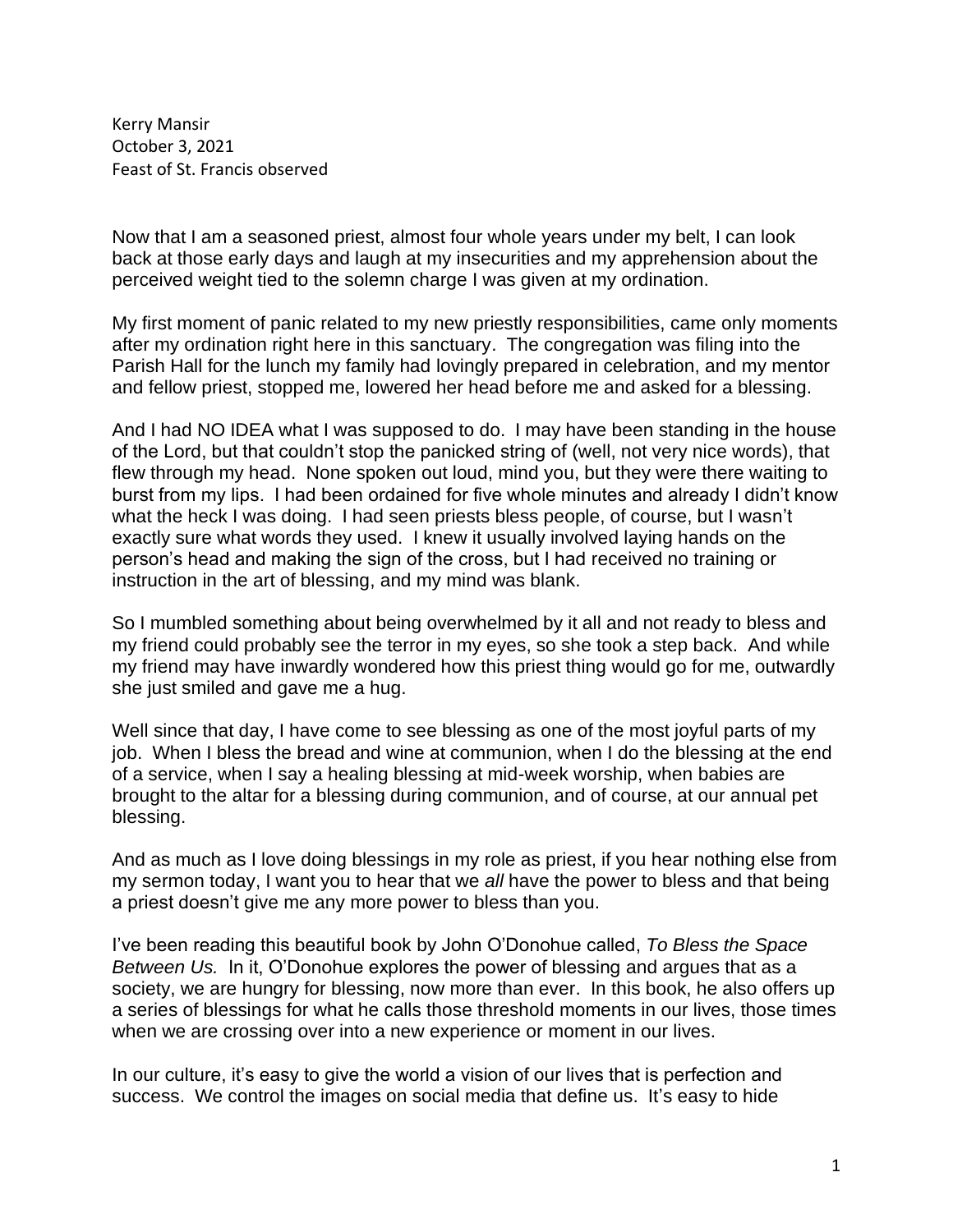Kerry Mansir
October 3, 2021
Feast of St. Francis observed

Now that I am a seasoned priest, almost four whole years under my belt, I can look back at those early days and laugh at my insecurities and my apprehension about the perceived weight tied to the solemn charge I was given at my ordination.

My first moment of panic related to my new priestly responsibilities, came only moments after my ordination right here in this sanctuary. The congregation was filing into the Parish Hall for the lunch my family had lovingly prepared in celebration, and my mentor and fellow priest, stopped me, lowered her head before me and asked for a blessing.

And I had NO IDEA what I was supposed to do. I may have been standing in the house of the Lord, but that couldn't stop the panicked string of (well, not very nice words), that flew through my head. None spoken out loud, mind you, but they were there waiting to burst from my lips. I had been ordained for five whole minutes and already I didn't know what the heck I was doing. I had seen priests bless people, of course, but I wasn't exactly sure what words they used. I knew it usually involved laying hands on the person's head and making the sign of the cross, but I had received no training or instruction in the art of blessing, and my mind was blank.

So I mumbled something about being overwhelmed by it all and not ready to bless and my friend could probably see the terror in my eyes, so she took a step back. And while my friend may have inwardly wondered how this priest thing would go for me, outwardly she just smiled and gave me a hug.

Well since that day, I have come to see blessing as one of the most joyful parts of my job. When I bless the bread and wine at communion, when I do the blessing at the end of a service, when I say a healing blessing at mid-week worship, when babies are brought to the altar for a blessing during communion, and of course, at our annual pet blessing.

And as much as I love doing blessings in my role as priest, if you hear nothing else from my sermon today, I want you to hear that we *all* have the power to bless and that being a priest doesn't give me any more power to bless than you.

I've been reading this beautiful book by John O'Donohue called, *To Bless the Space Between Us.* In it, O'Donohue explores the power of blessing and argues that as a society, we are hungry for blessing, now more than ever. In this book, he also offers up a series of blessings for what he calls those threshold moments in our lives, those times when we are crossing over into a new experience or moment in our lives.

In our culture, it's easy to give the world a vision of our lives that is perfection and success. We control the images on social media that define us. It's easy to hide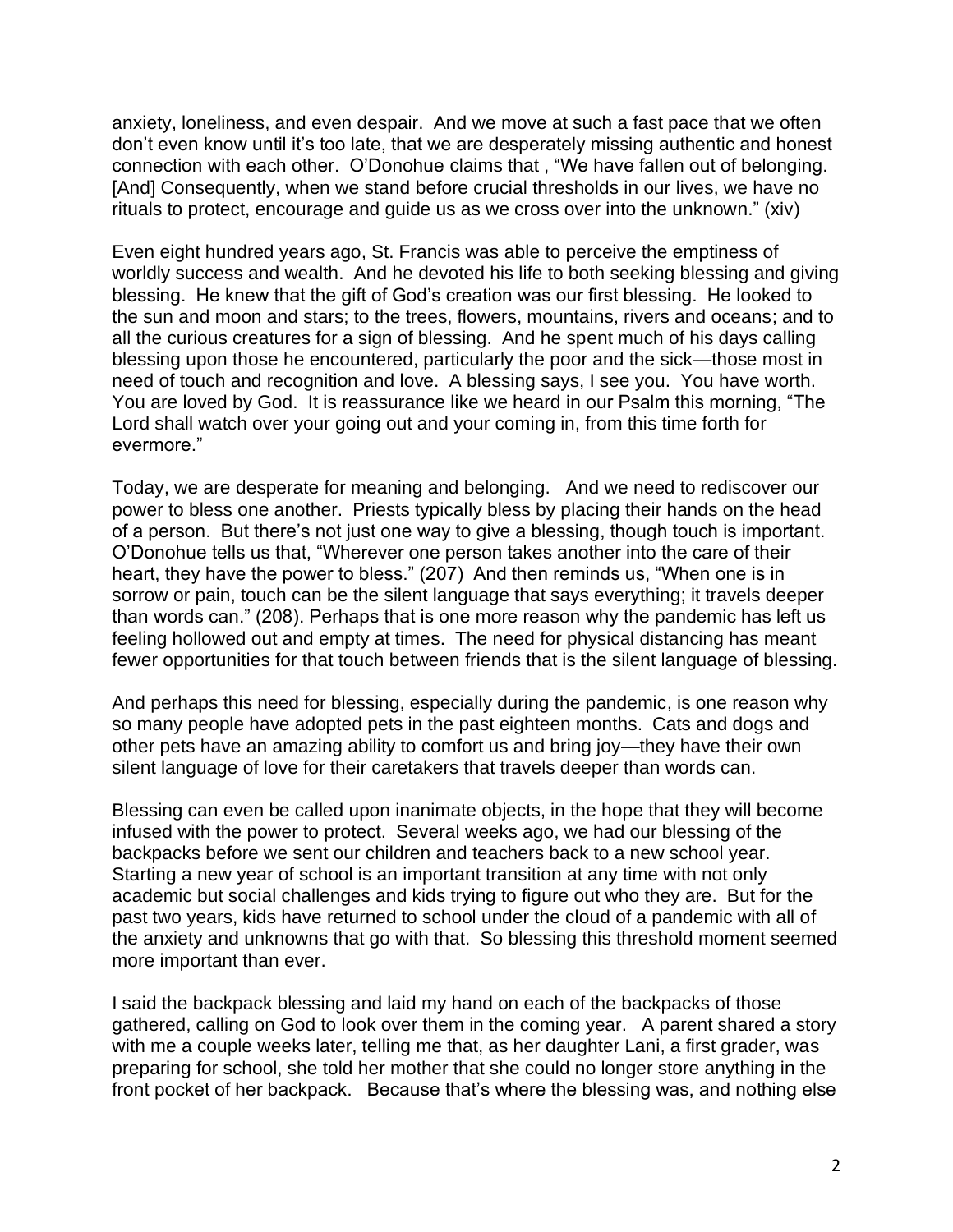anxiety, loneliness, and even despair. And we move at such a fast pace that we often don't even know until it's too late, that we are desperately missing authentic and honest connection with each other. O'Donohue claims that , "We have fallen out of belonging. [And] Consequently, when we stand before crucial thresholds in our lives, we have no rituals to protect, encourage and guide us as we cross over into the unknown." (xiv)

Even eight hundred years ago, St. Francis was able to perceive the emptiness of worldly success and wealth. And he devoted his life to both seeking blessing and giving blessing. He knew that the gift of God's creation was our first blessing. He looked to the sun and moon and stars; to the trees, flowers, mountains, rivers and oceans; and to all the curious creatures for a sign of blessing. And he spent much of his days calling blessing upon those he encountered, particularly the poor and the sick—those most in need of touch and recognition and love. A blessing says, I see you. You have worth. You are loved by God. It is reassurance like we heard in our Psalm this morning, "The Lord shall watch over your going out and your coming in, from this time forth for evermore."

Today, we are desperate for meaning and belonging. And we need to rediscover our power to bless one another. Priests typically bless by placing their hands on the head of a person. But there's not just one way to give a blessing, though touch is important. O'Donohue tells us that, "Wherever one person takes another into the care of their heart, they have the power to bless." (207) And then reminds us, "When one is in sorrow or pain, touch can be the silent language that says everything; it travels deeper than words can." (208). Perhaps that is one more reason why the pandemic has left us feeling hollowed out and empty at times. The need for physical distancing has meant fewer opportunities for that touch between friends that is the silent language of blessing.

And perhaps this need for blessing, especially during the pandemic, is one reason why so many people have adopted pets in the past eighteen months. Cats and dogs and other pets have an amazing ability to comfort us and bring joy—they have their own silent language of love for their caretakers that travels deeper than words can.

Blessing can even be called upon inanimate objects, in the hope that they will become infused with the power to protect. Several weeks ago, we had our blessing of the backpacks before we sent our children and teachers back to a new school year. Starting a new year of school is an important transition at any time with not only academic but social challenges and kids trying to figure out who they are. But for the past two years, kids have returned to school under the cloud of a pandemic with all of the anxiety and unknowns that go with that. So blessing this threshold moment seemed more important than ever.

I said the backpack blessing and laid my hand on each of the backpacks of those gathered, calling on God to look over them in the coming year. A parent shared a story with me a couple weeks later, telling me that, as her daughter Lani, a first grader, was preparing for school, she told her mother that she could no longer store anything in the front pocket of her backpack. Because that's where the blessing was, and nothing else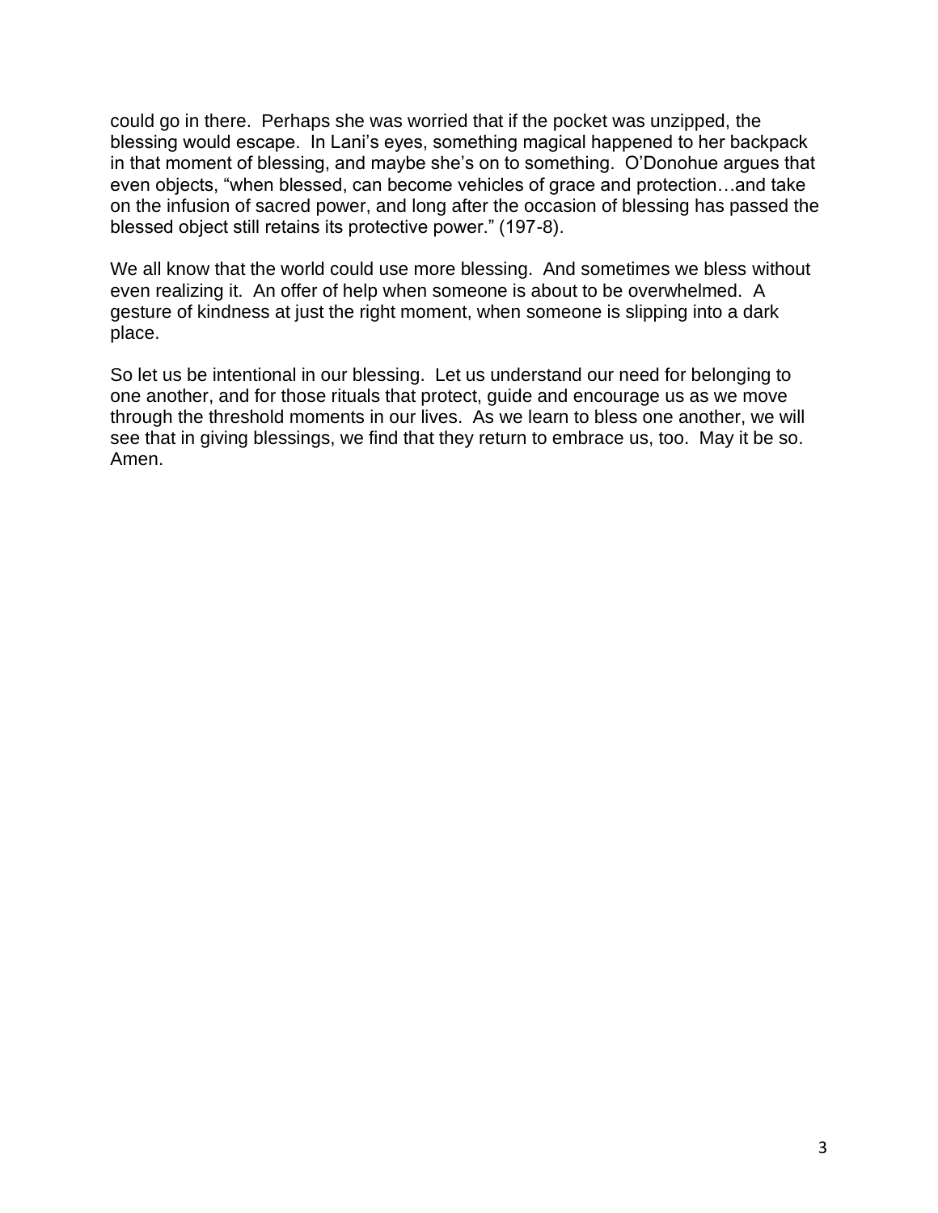could go in there. Perhaps she was worried that if the pocket was unzipped, the blessing would escape. In Lani's eyes, something magical happened to her backpack in that moment of blessing, and maybe she's on to something. O'Donohue argues that even objects, "when blessed, can become vehicles of grace and protection…and take on the infusion of sacred power, and long after the occasion of blessing has passed the blessed object still retains its protective power." (197-8).

We all know that the world could use more blessing. And sometimes we bless without even realizing it. An offer of help when someone is about to be overwhelmed. A gesture of kindness at just the right moment, when someone is slipping into a dark place.

So let us be intentional in our blessing. Let us understand our need for belonging to one another, and for those rituals that protect, guide and encourage us as we move through the threshold moments in our lives. As we learn to bless one another, we will see that in giving blessings, we find that they return to embrace us, too. May it be so. Amen.